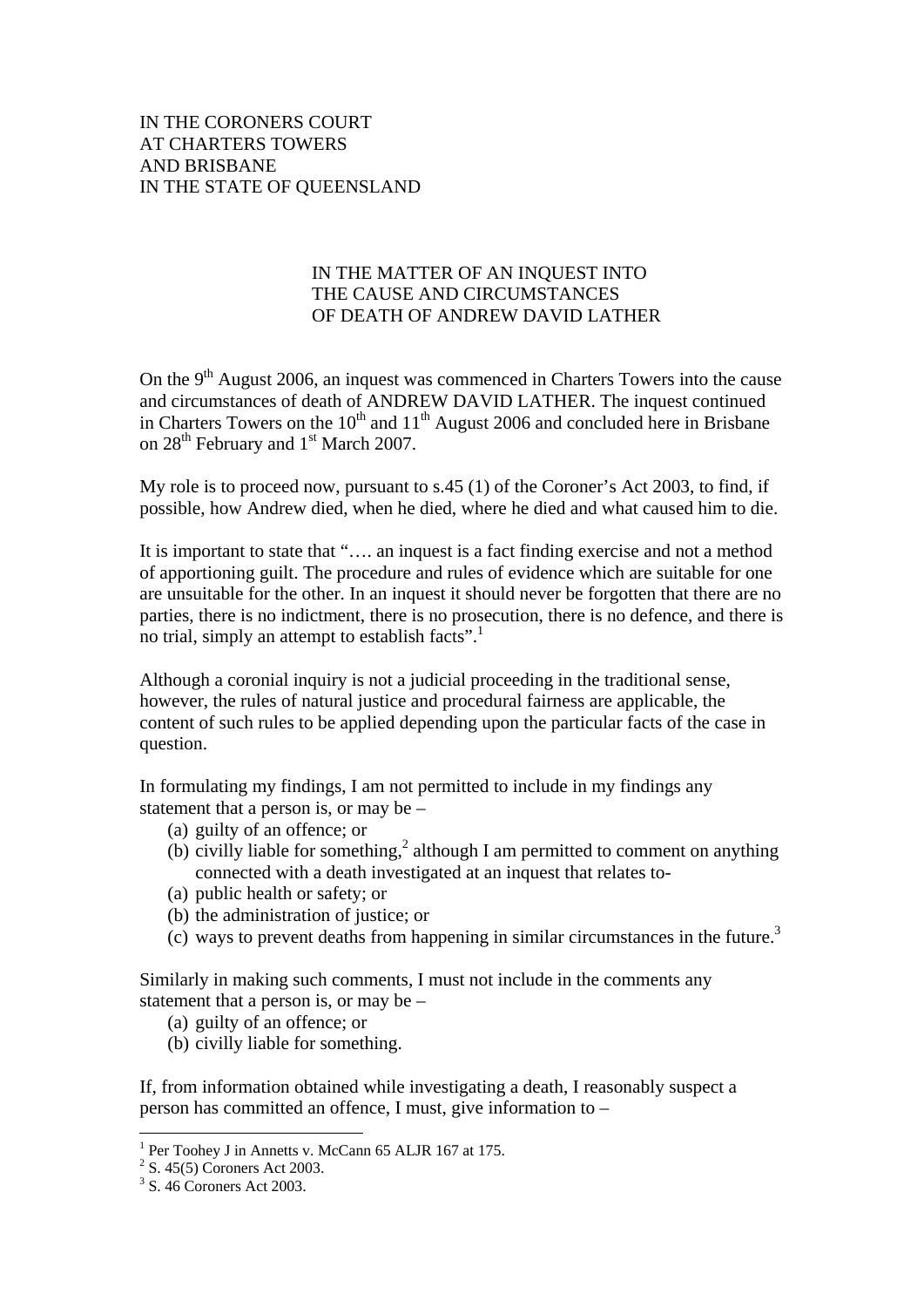IN THE CORONERS COURT
AT CHARTERS TOWERS
AND BRISBANE
IN THE STATE OF QUEENSLAND

IN THE MATTER OF AN INQUEST INTO
THE CAUSE AND CIRCUMSTANCES
OF DEATH OF ANDREW DAVID LATHER

On the 9th August 2006, an inquest was commenced in Charters Towers into the cause and circumstances of death of ANDREW DAVID LATHER. The inquest continued in Charters Towers on the 10th and 11th August 2006 and concluded here in Brisbane on 28th February and 1st March 2007.

My role is to proceed now, pursuant to s.45 (1) of the Coroner's Act 2003, to find, if possible, how Andrew died, when he died, where he died and what caused him to die.

It is important to state that "…. an inquest is a fact finding exercise and not a method of apportioning guilt. The procedure and rules of evidence which are suitable for one are unsuitable for the other. In an inquest it should never be forgotten that there are no parties, there is no indictment, there is no prosecution, there is no defence, and there is no trial, simply an attempt to establish facts".[1]

Although a coronial inquiry is not a judicial proceeding in the traditional sense, however, the rules of natural justice and procedural fairness are applicable, the content of such rules to be applied depending upon the particular facts of the case in question.

In formulating my findings, I am not permitted to include in my findings any statement that a person is, or may be –

(a) guilty of an offence; or
(b) civilly liable for something,[2] although I am permitted to comment on anything connected with a death investigated at an inquest that relates to-
(a) public health or safety; or
(b) the administration of justice; or
(c) ways to prevent deaths from happening in similar circumstances in the future.[3]

Similarly in making such comments, I must not include in the comments any statement that a person is, or may be –

(a) guilty of an offence; or
(b) civilly liable for something.

If, from information obtained while investigating a death, I reasonably suspect a person has committed an offence, I must, give information to –

---

[1] Per Toohey J in Annetts v. McCann 65 ALJR 167 at 175.
[2] S. 45(5) Coroners Act 2003.
[3] S. 46 Coroners Act 2003.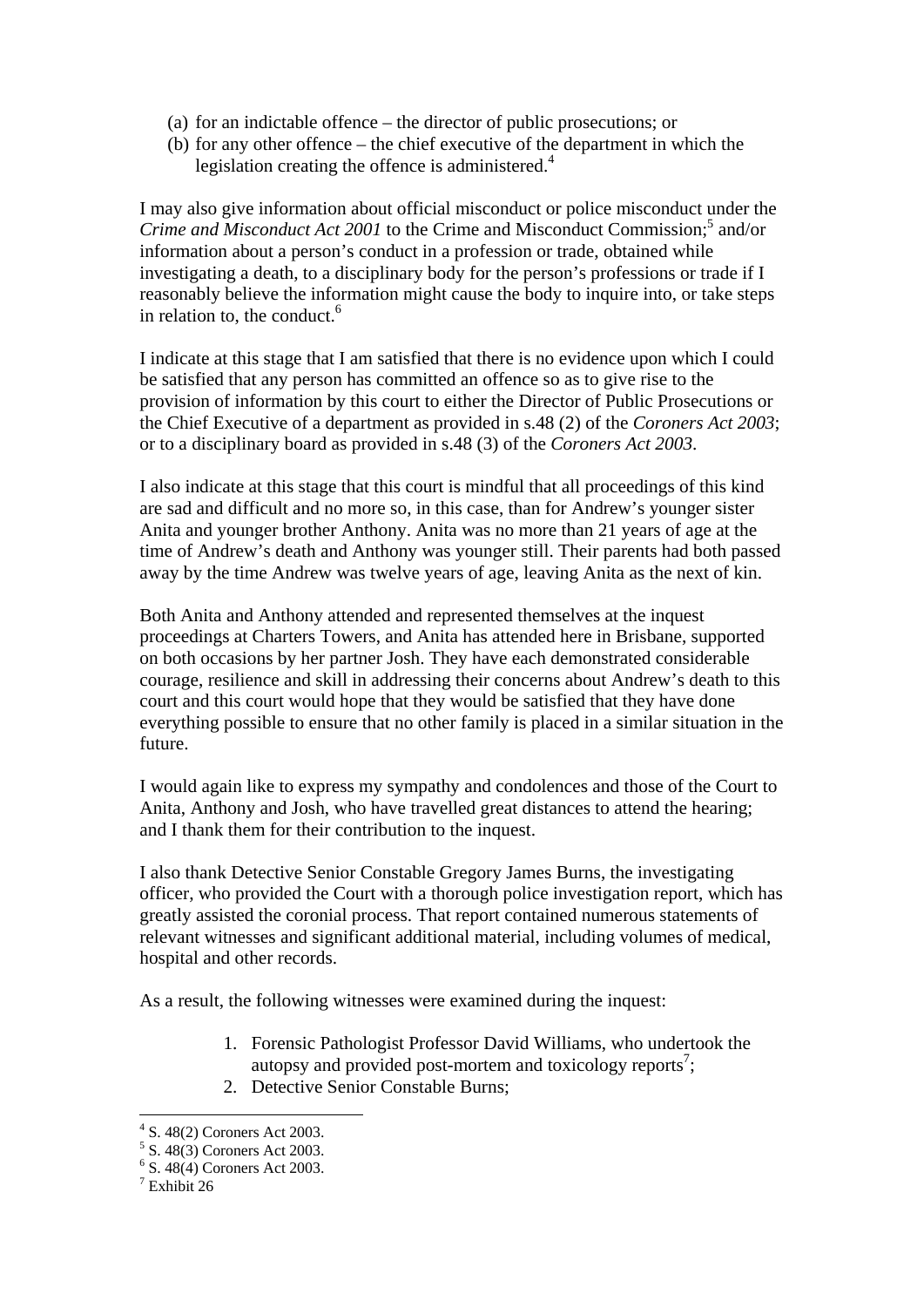(a) for an indictable offence – the director of public prosecutions; or
(b) for any other offence – the chief executive of the department in which the legislation creating the offence is administered.[4]

I may also give information about official misconduct or police misconduct under the *Crime and Misconduct Act 2001* to the Crime and Misconduct Commission;[5] and/or information about a person's conduct in a profession or trade, obtained while investigating a death, to a disciplinary body for the person's professions or trade if I reasonably believe the information might cause the body to inquire into, or take steps in relation to, the conduct.[6]

I indicate at this stage that I am satisfied that there is no evidence upon which I could be satisfied that any person has committed an offence so as to give rise to the provision of information by this court to either the Director of Public Prosecutions or the Chief Executive of a department as provided in s.48 (2) of the *Coroners Act 2003*; or to a disciplinary board as provided in s.48 (3) of the *Coroners Act 2003*.

I also indicate at this stage that this court is mindful that all proceedings of this kind are sad and difficult and no more so, in this case, than for Andrew's younger sister Anita and younger brother Anthony. Anita was no more than 21 years of age at the time of Andrew's death and Anthony was younger still. Their parents had both passed away by the time Andrew was twelve years of age, leaving Anita as the next of kin.

Both Anita and Anthony attended and represented themselves at the inquest proceedings at Charters Towers, and Anita has attended here in Brisbane, supported on both occasions by her partner Josh. They have each demonstrated considerable courage, resilience and skill in addressing their concerns about Andrew's death to this court and this court would hope that they would be satisfied that they have done everything possible to ensure that no other family is placed in a similar situation in the future.

I would again like to express my sympathy and condolences and those of the Court to Anita, Anthony and Josh, who have travelled great distances to attend the hearing; and I thank them for their contribution to the inquest.

I also thank Detective Senior Constable Gregory James Burns, the investigating officer, who provided the Court with a thorough police investigation report, which has greatly assisted the coronial process. That report contained numerous statements of relevant witnesses and significant additional material, including volumes of medical, hospital and other records.

As a result, the following witnesses were examined during the inquest:

1. Forensic Pathologist Professor David Williams, who undertook the autopsy and provided post-mortem and toxicology reports[7];
2. Detective Senior Constable Burns;

[4] S. 48(2) Coroners Act 2003.
[5] S. 48(3) Coroners Act 2003.
[6] S. 48(4) Coroners Act 2003.
[7] Exhibit 26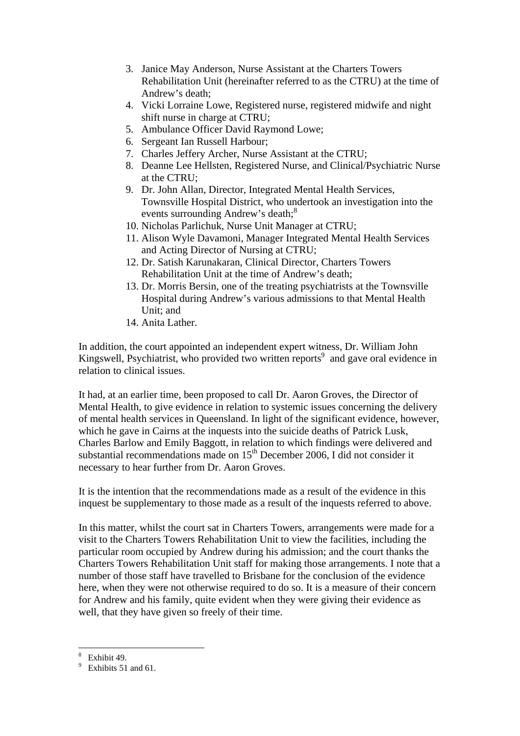3. Janice May Anderson, Nurse Assistant at the Charters Towers Rehabilitation Unit (hereinafter referred to as the CTRU) at the time of Andrew's death;
4. Vicki Lorraine Lowe, Registered nurse, registered midwife and night shift nurse in charge at CTRU;
5. Ambulance Officer David Raymond Lowe;
6. Sergeant Ian Russell Harbour;
7. Charles Jeffery Archer, Nurse Assistant at the CTRU;
8. Deanne Lee Hellsten, Registered Nurse, and Clinical/Psychiatric Nurse at the CTRU;
9. Dr. John Allan, Director, Integrated Mental Health Services, Townsville Hospital District, who undertook an investigation into the events surrounding Andrew's death;[8]
10. Nicholas Parlichuk, Nurse Unit Manager at CTRU;
11. Alison Wyle Davamoni, Manager Integrated Mental Health Services and Acting Director of Nursing at CTRU;
12. Dr. Satish Karunakaran, Clinical Director, Charters Towers Rehabilitation Unit at the time of Andrew's death;
13. Dr. Morris Bersin, one of the treating psychiatrists at the Townsville Hospital during Andrew's various admissions to that Mental Health Unit; and
14. Anita Lather.

In addition, the court appointed an independent expert witness, Dr. William John Kingswell, Psychiatrist, who provided two written reports[9] and gave oral evidence in relation to clinical issues.

It had, at an earlier time, been proposed to call Dr. Aaron Groves, the Director of Mental Health, to give evidence in relation to systemic issues concerning the delivery of mental health services in Queensland. In light of the significant evidence, however, which he gave in Cairns at the inquests into the suicide deaths of Patrick Lusk, Charles Barlow and Emily Baggott, in relation to which findings were delivered and substantial recommendations made on 15th December 2006, I did not consider it necessary to hear further from Dr. Aaron Groves.

It is the intention that the recommendations made as a result of the evidence in this inquest be supplementary to those made as a result of the inquests referred to above.

In this matter, whilst the court sat in Charters Towers, arrangements were made for a visit to the Charters Towers Rehabilitation Unit to view the facilities, including the particular room occupied by Andrew during his admission; and the court thanks the Charters Towers Rehabilitation Unit staff for making those arrangements. I note that a number of those staff have travelled to Brisbane for the conclusion of the evidence here, when they were not otherwise required to do so. It is a measure of their concern for Andrew and his family, quite evident when they were giving their evidence as well, that they have given so freely of their time.

---

[8] Exhibit 49.

[9] Exhibits 51 and 61.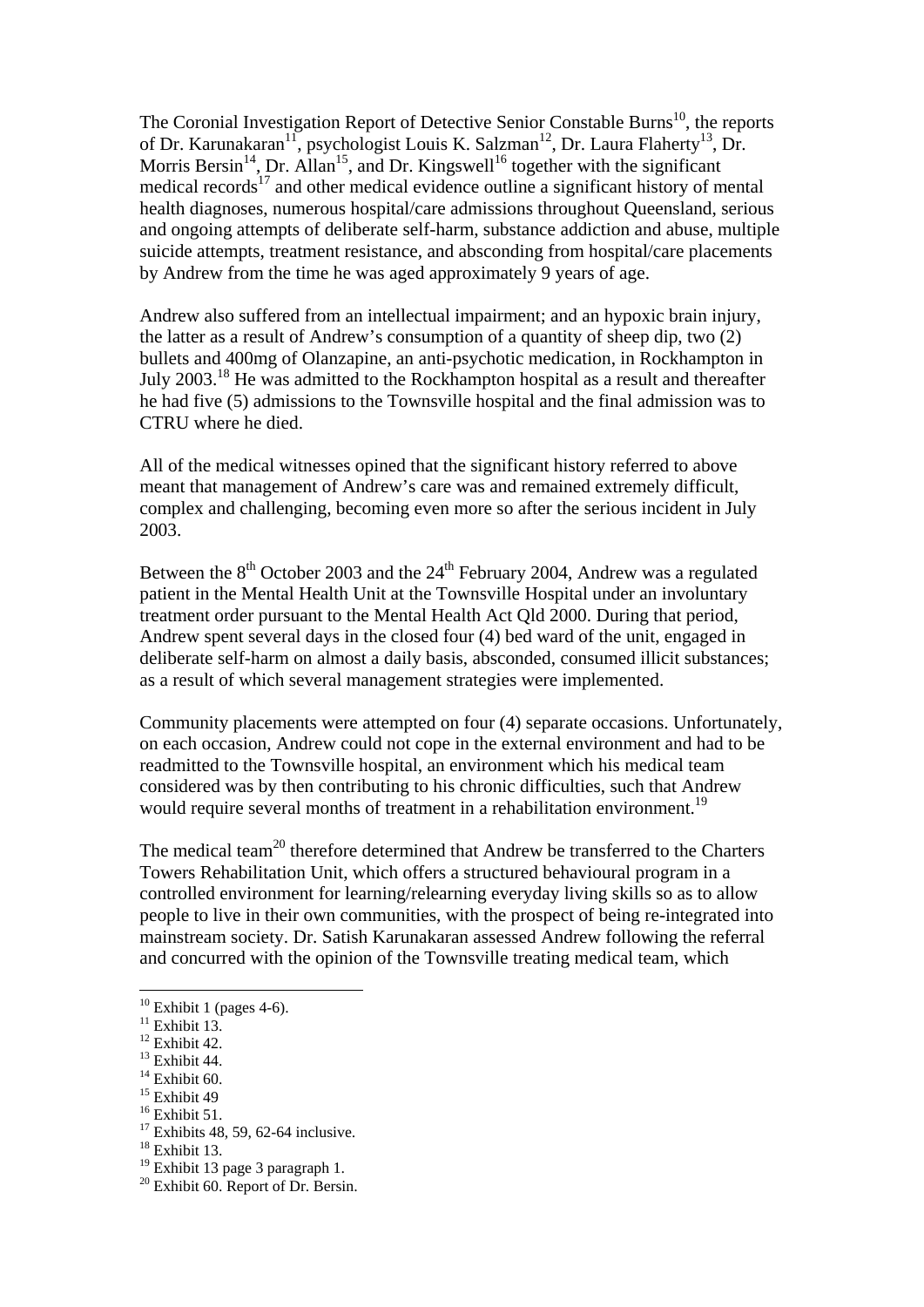The Coronial Investigation Report of Detective Senior Constable Burns[10], the reports of Dr. Karunakaran[11], psychologist Louis K. Salzman[12], Dr. Laura Flaherty[13], Dr. Morris Bersin[14], Dr. Allan[15], and Dr. Kingswell[16] together with the significant medical records[17] and other medical evidence outline a significant history of mental health diagnoses, numerous hospital/care admissions throughout Queensland, serious and ongoing attempts of deliberate self-harm, substance addiction and abuse, multiple suicide attempts, treatment resistance, and absconding from hospital/care placements by Andrew from the time he was aged approximately 9 years of age.

Andrew also suffered from an intellectual impairment; and an hypoxic brain injury, the latter as a result of Andrew's consumption of a quantity of sheep dip, two (2) bullets and 400mg of Olanzapine, an anti-psychotic medication, in Rockhampton in July 2003.[18] He was admitted to the Rockhampton hospital as a result and thereafter he had five (5) admissions to the Townsville hospital and the final admission was to CTRU where he died.

All of the medical witnesses opined that the significant history referred to above meant that management of Andrew's care was and remained extremely difficult, complex and challenging, becoming even more so after the serious incident in July 2003.

Between the 8th October 2003 and the 24th February 2004, Andrew was a regulated patient in the Mental Health Unit at the Townsville Hospital under an involuntary treatment order pursuant to the Mental Health Act Qld 2000. During that period, Andrew spent several days in the closed four (4) bed ward of the unit, engaged in deliberate self-harm on almost a daily basis, absconded, consumed illicit substances; as a result of which several management strategies were implemented.

Community placements were attempted on four (4) separate occasions. Unfortunately, on each occasion, Andrew could not cope in the external environment and had to be readmitted to the Townsville hospital, an environment which his medical team considered was by then contributing to his chronic difficulties, such that Andrew would require several months of treatment in a rehabilitation environment.[19]

The medical team[20] therefore determined that Andrew be transferred to the Charters Towers Rehabilitation Unit, which offers a structured behavioural program in a controlled environment for learning/relearning everyday living skills so as to allow people to live in their own communities, with the prospect of being re-integrated into mainstream society. Dr. Satish Karunakaran assessed Andrew following the referral and concurred with the opinion of the Townsville treating medical team, which

---

[10] Exhibit 1 (pages 4-6).
[11] Exhibit 13.
[12] Exhibit 42.
[13] Exhibit 44.
[14] Exhibit 60.
[15] Exhibit 49
[16] Exhibit 51.
[17] Exhibits 48, 59, 62-64 inclusive.
[18] Exhibit 13.
[19] Exhibit 13 page 3 paragraph 1.
[20] Exhibit 60. Report of Dr. Bersin.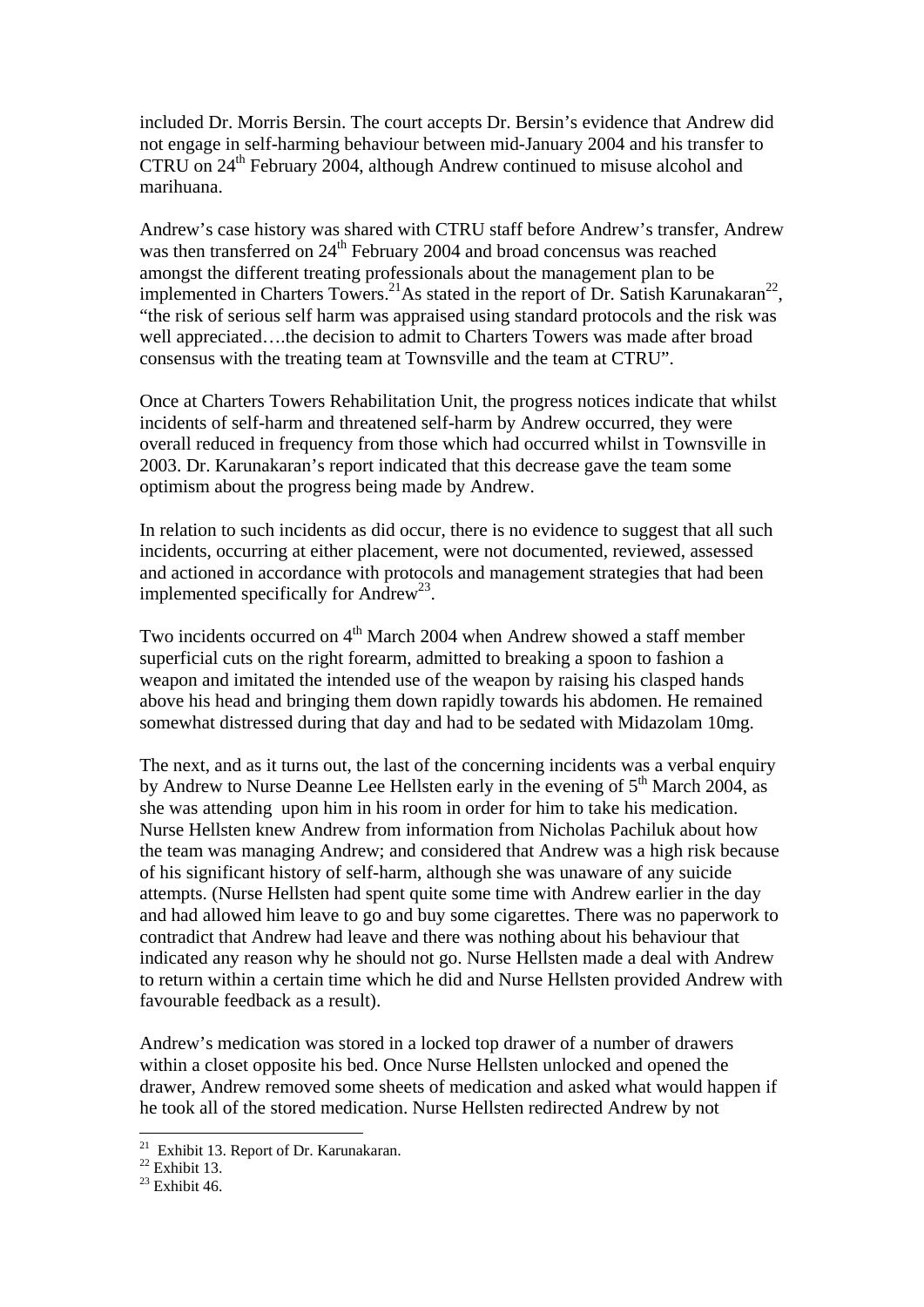included Dr. Morris Bersin. The court accepts Dr. Bersin's evidence that Andrew did not engage in self-harming behaviour between mid-January 2004 and his transfer to CTRU on 24th February 2004, although Andrew continued to misuse alcohol and marihuana.

Andrew's case history was shared with CTRU staff before Andrew's transfer, Andrew was then transferred on 24th February 2004 and broad concensus was reached amongst the different treating professionals about the management plan to be implemented in Charters Towers.[21] As stated in the report of Dr. Satish Karunakaran[22], "the risk of serious self harm was appraised using standard protocols and the risk was well appreciated….the decision to admit to Charters Towers was made after broad consensus with the treating team at Townsville and the team at CTRU".

Once at Charters Towers Rehabilitation Unit, the progress notices indicate that whilst incidents of self-harm and threatened self-harm by Andrew occurred, they were overall reduced in frequency from those which had occurred whilst in Townsville in 2003. Dr. Karunakaran's report indicated that this decrease gave the team some optimism about the progress being made by Andrew.

In relation to such incidents as did occur, there is no evidence to suggest that all such incidents, occurring at either placement, were not documented, reviewed, assessed and actioned in accordance with protocols and management strategies that had been implemented specifically for Andrew[23].

Two incidents occurred on 4th March 2004 when Andrew showed a staff member superficial cuts on the right forearm, admitted to breaking a spoon to fashion a weapon and imitated the intended use of the weapon by raising his clasped hands above his head and bringing them down rapidly towards his abdomen. He remained somewhat distressed during that day and had to be sedated with Midazolam 10mg.

The next, and as it turns out, the last of the concerning incidents was a verbal enquiry by Andrew to Nurse Deanne Lee Hellsten early in the evening of 5th March 2004, as she was attending upon him in his room in order for him to take his medication. Nurse Hellsten knew Andrew from information from Nicholas Pachiluk about how the team was managing Andrew; and considered that Andrew was a high risk because of his significant history of self-harm, although she was unaware of any suicide attempts. (Nurse Hellsten had spent quite some time with Andrew earlier in the day and had allowed him leave to go and buy some cigarettes. There was no paperwork to contradict that Andrew had leave and there was nothing about his behaviour that indicated any reason why he should not go. Nurse Hellsten made a deal with Andrew to return within a certain time which he did and Nurse Hellsten provided Andrew with favourable feedback as a result).

Andrew's medication was stored in a locked top drawer of a number of drawers within a closet opposite his bed. Once Nurse Hellsten unlocked and opened the drawer, Andrew removed some sheets of medication and asked what would happen if he took all of the stored medication. Nurse Hellsten redirected Andrew by not

---

[21] Exhibit 13. Report of Dr. Karunakaran.

[22] Exhibit 13.

[23] Exhibit 46.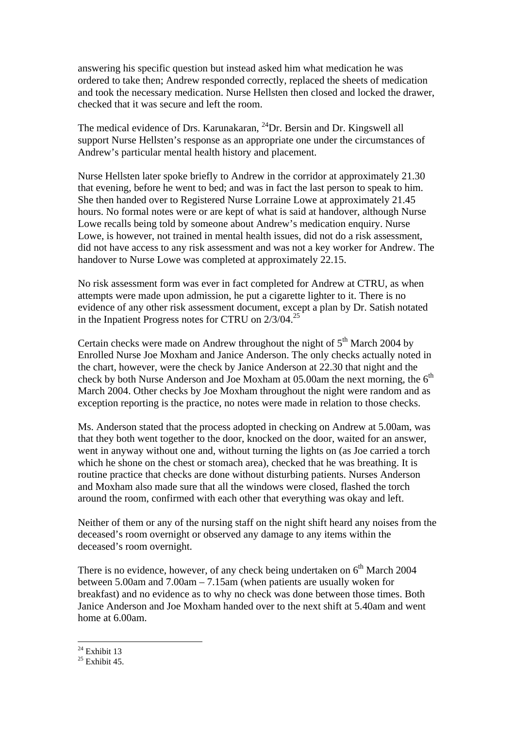answering his specific question but instead asked him what medication he was ordered to take then; Andrew responded correctly, replaced the sheets of medication and took the necessary medication. Nurse Hellsten then closed and locked the drawer, checked that it was secure and left the room.

The medical evidence of Drs. Karunakaran, [24]Dr. Bersin and Dr. Kingswell all support Nurse Hellsten's response as an appropriate one under the circumstances of Andrew's particular mental health history and placement.

Nurse Hellsten later spoke briefly to Andrew in the corridor at approximately 21.30 that evening, before he went to bed; and was in fact the last person to speak to him. She then handed over to Registered Nurse Lorraine Lowe at approximately 21.45 hours. No formal notes were or are kept of what is said at handover, although Nurse Lowe recalls being told by someone about Andrew's medication enquiry. Nurse Lowe, is however, not trained in mental health issues, did not do a risk assessment, did not have access to any risk assessment and was not a key worker for Andrew. The handover to Nurse Lowe was completed at approximately 22.15.

No risk assessment form was ever in fact completed for Andrew at CTRU, as when attempts were made upon admission, he put a cigarette lighter to it. There is no evidence of any other risk assessment document, except a plan by Dr. Satish notated in the Inpatient Progress notes for CTRU on 2/3/04.[25]

Certain checks were made on Andrew throughout the night of 5th March 2004 by Enrolled Nurse Joe Moxham and Janice Anderson. The only checks actually noted in the chart, however, were the check by Janice Anderson at 22.30 that night and the check by both Nurse Anderson and Joe Moxham at 05.00am the next morning, the 6th March 2004. Other checks by Joe Moxham throughout the night were random and as exception reporting is the practice, no notes were made in relation to those checks.

Ms. Anderson stated that the process adopted in checking on Andrew at 5.00am, was that they both went together to the door, knocked on the door, waited for an answer, went in anyway without one and, without turning the lights on (as Joe carried a torch which he shone on the chest or stomach area), checked that he was breathing. It is routine practice that checks are done without disturbing patients. Nurses Anderson and Moxham also made sure that all the windows were closed, flashed the torch around the room, confirmed with each other that everything was okay and left.

Neither of them or any of the nursing staff on the night shift heard any noises from the deceased's room overnight or observed any damage to any items within the deceased's room overnight.

There is no evidence, however, of any check being undertaken on 6th March 2004 between 5.00am and 7.00am – 7.15am (when patients are usually woken for breakfast) and no evidence as to why no check was done between those times. Both Janice Anderson and Joe Moxham handed over to the next shift at 5.40am and went home at 6.00am.

---

[24] Exhibit 13

[25] Exhibit 45.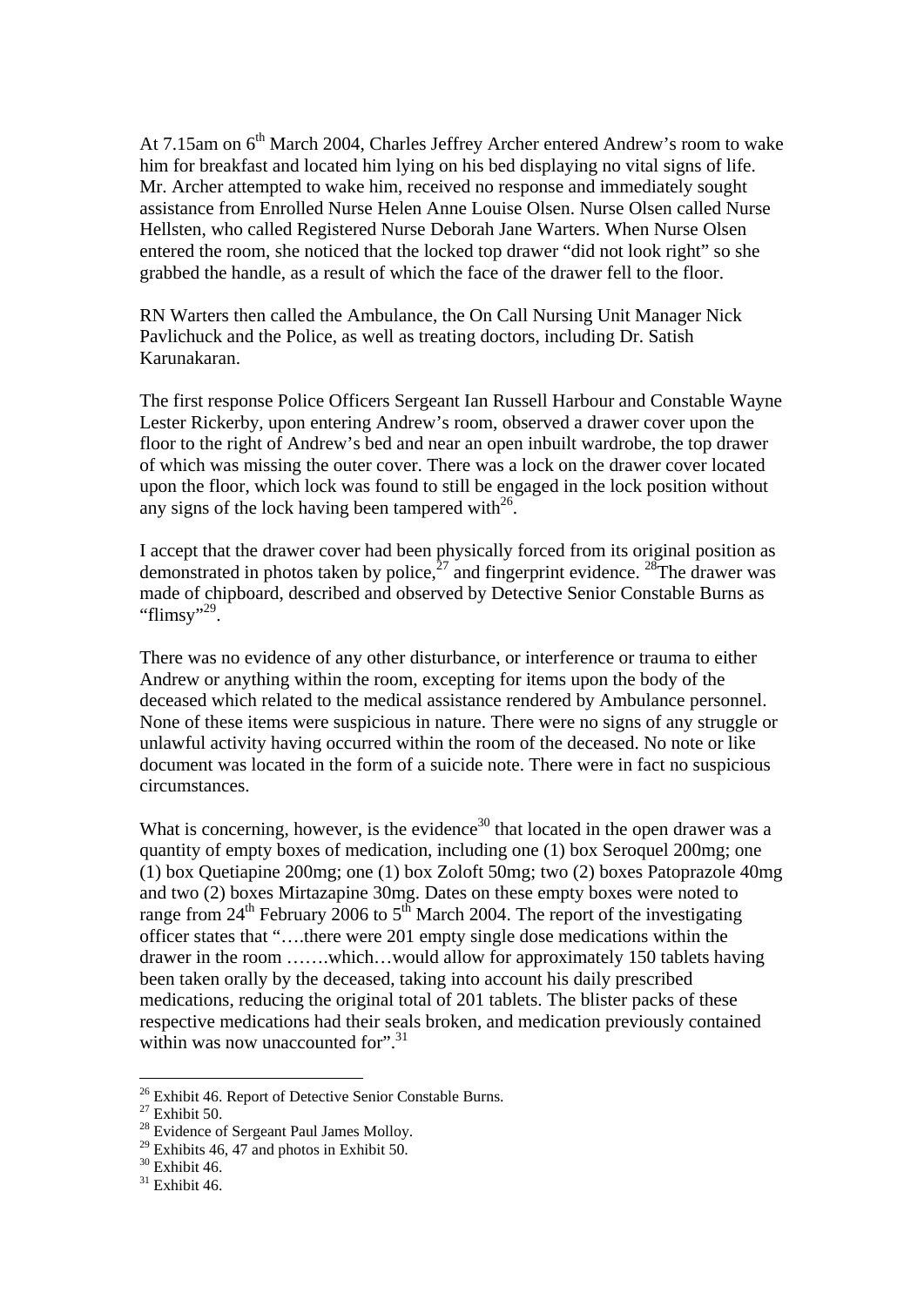At 7.15am on 6th March 2004, Charles Jeffrey Archer entered Andrew's room to wake him for breakfast and located him lying on his bed displaying no vital signs of life. Mr. Archer attempted to wake him, received no response and immediately sought assistance from Enrolled Nurse Helen Anne Louise Olsen. Nurse Olsen called Nurse Hellsten, who called Registered Nurse Deborah Jane Warters. When Nurse Olsen entered the room, she noticed that the locked top drawer "did not look right" so she grabbed the handle, as a result of which the face of the drawer fell to the floor.

RN Warters then called the Ambulance, the On Call Nursing Unit Manager Nick Pavlichuck and the Police, as well as treating doctors, including Dr. Satish Karunakaran.

The first response Police Officers Sergeant Ian Russell Harbour and Constable Wayne Lester Rickerby, upon entering Andrew's room, observed a drawer cover upon the floor to the right of Andrew's bed and near an open inbuilt wardrobe, the top drawer of which was missing the outer cover. There was a lock on the drawer cover located upon the floor, which lock was found to still be engaged in the lock position without any signs of the lock having been tampered with[26].

I accept that the drawer cover had been physically forced from its original position as demonstrated in photos taken by police,[27] and fingerprint evidence. [28]The drawer was made of chipboard, described and observed by Detective Senior Constable Burns as "flimsy"[29].

There was no evidence of any other disturbance, or interference or trauma to either Andrew or anything within the room, excepting for items upon the body of the deceased which related to the medical assistance rendered by Ambulance personnel. None of these items were suspicious in nature. There were no signs of any struggle or unlawful activity having occurred within the room of the deceased. No note or like document was located in the form of a suicide note. There were in fact no suspicious circumstances.

What is concerning, however, is the evidence[30] that located in the open drawer was a quantity of empty boxes of medication, including one (1) box Seroquel 200mg; one (1) box Quetiapine 200mg; one (1) box Zoloft 50mg; two (2) boxes Patoprazole 40mg and two (2) boxes Mirtazapine 30mg. Dates on these empty boxes were noted to range from 24th February 2006 to 5th March 2004. The report of the investigating officer states that "….there were 201 empty single dose medications within the drawer in the room …….which…would allow for approximately 150 tablets having been taken orally by the deceased, taking into account his daily prescribed medications, reducing the original total of 201 tablets. The blister packs of these respective medications had their seals broken, and medication previously contained within was now unaccounted for".[31]

---

[26] Exhibit 46. Report of Detective Senior Constable Burns.
[27] Exhibit 50.
[28] Evidence of Sergeant Paul James Molloy.
[29] Exhibits 46, 47 and photos in Exhibit 50.
[30] Exhibit 46.
[31] Exhibit 46.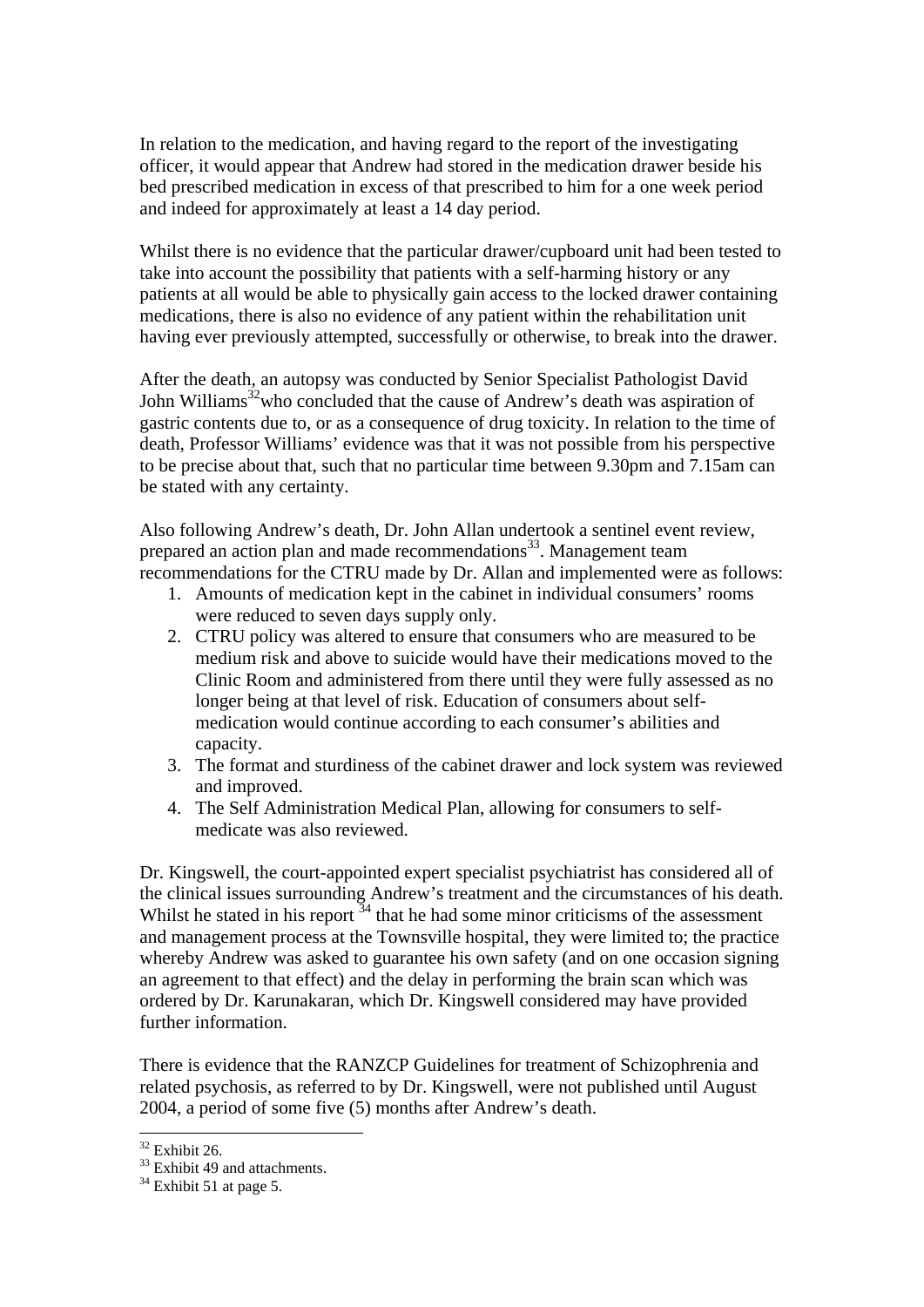In relation to the medication, and having regard to the report of the investigating officer, it would appear that Andrew had stored in the medication drawer beside his bed prescribed medication in excess of that prescribed to him for a one week period and indeed for approximately at least a 14 day period.

Whilst there is no evidence that the particular drawer/cupboard unit had been tested to take into account the possibility that patients with a self-harming history or any patients at all would be able to physically gain access to the locked drawer containing medications, there is also no evidence of any patient within the rehabilitation unit having ever previously attempted, successfully or otherwise, to break into the drawer.

After the death, an autopsy was conducted by Senior Specialist Pathologist David John Williams[32] who concluded that the cause of Andrew's death was aspiration of gastric contents due to, or as a consequence of drug toxicity. In relation to the time of death, Professor Williams' evidence was that it was not possible from his perspective to be precise about that, such that no particular time between 9.30pm and 7.15am can be stated with any certainty.

Also following Andrew's death, Dr. John Allan undertook a sentinel event review, prepared an action plan and made recommendations[33]. Management team recommendations for the CTRU made by Dr. Allan and implemented were as follows:

1. Amounts of medication kept in the cabinet in individual consumers' rooms were reduced to seven days supply only.
2. CTRU policy was altered to ensure that consumers who are measured to be medium risk and above to suicide would have their medications moved to the Clinic Room and administered from there until they were fully assessed as no longer being at that level of risk. Education of consumers about self-medication would continue according to each consumer's abilities and capacity.
3. The format and sturdiness of the cabinet drawer and lock system was reviewed and improved.
4. The Self Administration Medical Plan, allowing for consumers to self-medicate was also reviewed.

Dr. Kingswell, the court-appointed expert specialist psychiatrist has considered all of the clinical issues surrounding Andrew's treatment and the circumstances of his death. Whilst he stated in his report [34] that he had some minor criticisms of the assessment and management process at the Townsville hospital, they were limited to; the practice whereby Andrew was asked to guarantee his own safety (and on one occasion signing an agreement to that effect) and the delay in performing the brain scan which was ordered by Dr. Karunakaran, which Dr. Kingswell considered may have provided further information.

There is evidence that the RANZCP Guidelines for treatment of Schizophrenia and related psychosis, as referred to by Dr. Kingswell, were not published until August 2004, a period of some five (5) months after Andrew's death.

---

[32] Exhibit 26.

[33] Exhibit 49 and attachments.

[34] Exhibit 51 at page 5.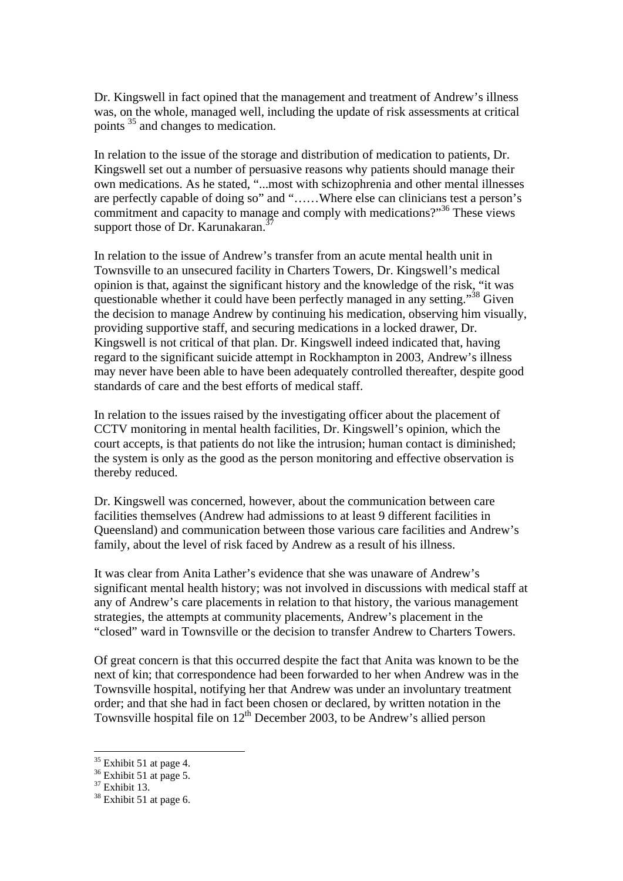Dr. Kingswell in fact opined that the management and treatment of Andrew's illness was, on the whole, managed well, including the update of risk assessments at critical points [35] and changes to medication.

In relation to the issue of the storage and distribution of medication to patients, Dr. Kingswell set out a number of persuasive reasons why patients should manage their own medications. As he stated, "...most with schizophrenia and other mental illnesses are perfectly capable of doing so" and "……Where else can clinicians test a person's commitment and capacity to manage and comply with medications?"[36] These views support those of Dr. Karunakaran.[37]

In relation to the issue of Andrew's transfer from an acute mental health unit in Townsville to an unsecured facility in Charters Towers, Dr. Kingswell's medical opinion is that, against the significant history and the knowledge of the risk, "it was questionable whether it could have been perfectly managed in any setting."[38] Given the decision to manage Andrew by continuing his medication, observing him visually, providing supportive staff, and securing medications in a locked drawer, Dr. Kingswell is not critical of that plan. Dr. Kingswell indeed indicated that, having regard to the significant suicide attempt in Rockhampton in 2003, Andrew's illness may never have been able to have been adequately controlled thereafter, despite good standards of care and the best efforts of medical staff.

In relation to the issues raised by the investigating officer about the placement of CCTV monitoring in mental health facilities, Dr. Kingswell's opinion, which the court accepts, is that patients do not like the intrusion; human contact is diminished; the system is only as the good as the person monitoring and effective observation is thereby reduced.

Dr. Kingswell was concerned, however, about the communication between care facilities themselves (Andrew had admissions to at least 9 different facilities in Queensland) and communication between those various care facilities and Andrew's family, about the level of risk faced by Andrew as a result of his illness.

It was clear from Anita Lather's evidence that she was unaware of Andrew's significant mental health history; was not involved in discussions with medical staff at any of Andrew's care placements in relation to that history, the various management strategies, the attempts at community placements, Andrew's placement in the "closed" ward in Townsville or the decision to transfer Andrew to Charters Towers.

Of great concern is that this occurred despite the fact that Anita was known to be the next of kin; that correspondence had been forwarded to her when Andrew was in the Townsville hospital, notifying her that Andrew was under an involuntary treatment order; and that she had in fact been chosen or declared, by written notation in the Townsville hospital file on 12th December 2003, to be Andrew's allied person

---

[35] Exhibit 51 at page 4.
[36] Exhibit 51 at page 5.
[37] Exhibit 13.
[38] Exhibit 51 at page 6.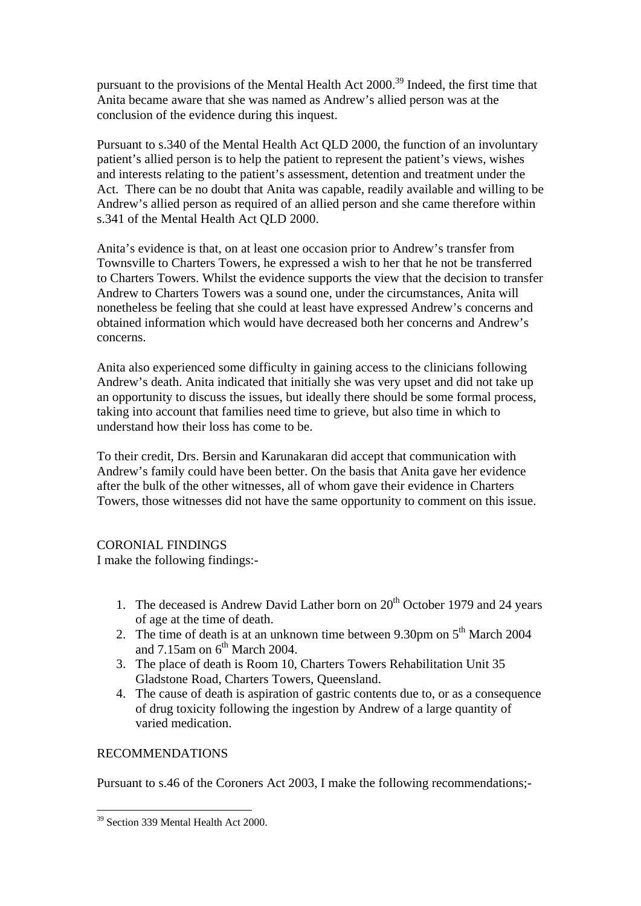pursuant to the provisions of the Mental Health Act 2000.[39] Indeed, the first time that Anita became aware that she was named as Andrew's allied person was at the conclusion of the evidence during this inquest.

Pursuant to s.340 of the Mental Health Act QLD 2000, the function of an involuntary patient's allied person is to help the patient to represent the patient's views, wishes and interests relating to the patient's assessment, detention and treatment under the Act. There can be no doubt that Anita was capable, readily available and willing to be Andrew's allied person as required of an allied person and she came therefore within s.341 of the Mental Health Act QLD 2000.

Anita's evidence is that, on at least one occasion prior to Andrew's transfer from Townsville to Charters Towers, he expressed a wish to her that he not be transferred to Charters Towers. Whilst the evidence supports the view that the decision to transfer Andrew to Charters Towers was a sound one, under the circumstances, Anita will nonetheless be feeling that she could at least have expressed Andrew's concerns and obtained information which would have decreased both her concerns and Andrew's concerns.

Anita also experienced some difficulty in gaining access to the clinicians following Andrew's death. Anita indicated that initially she was very upset and did not take up an opportunity to discuss the issues, but ideally there should be some formal process, taking into account that families need time to grieve, but also time in which to understand how their loss has come to be.

To their credit, Drs. Bersin and Karunakaran did accept that communication with Andrew's family could have been better. On the basis that Anita gave her evidence after the bulk of the other witnesses, all of whom gave their evidence in Charters Towers, those witnesses did not have the same opportunity to comment on this issue.

## CORONIAL FINDINGS

I make the following findings:-

1. The deceased is Andrew David Lather born on 20th October 1979 and 24 years of age at the time of death.
2. The time of death is at an unknown time between 9.30pm on 5th March 2004 and 7.15am on 6th March 2004.
3. The place of death is Room 10, Charters Towers Rehabilitation Unit 35 Gladstone Road, Charters Towers, Queensland.
4. The cause of death is aspiration of gastric contents due to, or as a consequence of drug toxicity following the ingestion by Andrew of a large quantity of varied medication.

## RECOMMENDATIONS

Pursuant to s.46 of the Coroners Act 2003, I make the following recommendations;-

[39] Section 339 Mental Health Act 2000.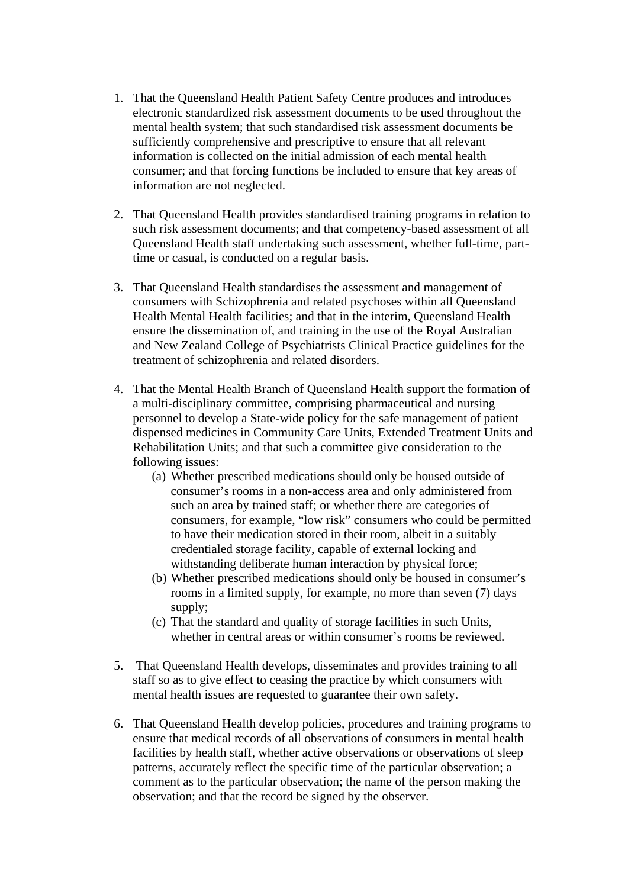1. That the Queensland Health Patient Safety Centre produces and introduces electronic standardized risk assessment documents to be used throughout the mental health system; that such standardised risk assessment documents be sufficiently comprehensive and prescriptive to ensure that all relevant information is collected on the initial admission of each mental health consumer; and that forcing functions be included to ensure that key areas of information are not neglected.

2. That Queensland Health provides standardised training programs in relation to such risk assessment documents; and that competency-based assessment of all Queensland Health staff undertaking such assessment, whether full-time, part-time or casual, is conducted on a regular basis.

3. That Queensland Health standardises the assessment and management of consumers with Schizophrenia and related psychoses within all Queensland Health Mental Health facilities; and that in the interim, Queensland Health ensure the dissemination of, and training in the use of the Royal Australian and New Zealand College of Psychiatrists Clinical Practice guidelines for the treatment of schizophrenia and related disorders.

4. That the Mental Health Branch of Queensland Health support the formation of a multi-disciplinary committee, comprising pharmaceutical and nursing personnel to develop a State-wide policy for the safe management of patient dispensed medicines in Community Care Units, Extended Treatment Units and Rehabilitation Units; and that such a committee give consideration to the following issues:
   (a) Whether prescribed medications should only be housed outside of consumer's rooms in a non-access area and only administered from such an area by trained staff; or whether there are categories of consumers, for example, "low risk" consumers who could be permitted to have their medication stored in their room, albeit in a suitably credentialed storage facility, capable of external locking and withstanding deliberate human interaction by physical force;
   (b) Whether prescribed medications should only be housed in consumer's rooms in a limited supply, for example, no more than seven (7) days supply;
   (c) That the standard and quality of storage facilities in such Units, whether in central areas or within consumer's rooms be reviewed.

5. That Queensland Health develops, disseminates and provides training to all staff so as to give effect to ceasing the practice by which consumers with mental health issues are requested to guarantee their own safety.

6. That Queensland Health develop policies, procedures and training programs to ensure that medical records of all observations of consumers in mental health facilities by health staff, whether active observations or observations of sleep patterns, accurately reflect the specific time of the particular observation; a comment as to the particular observation; the name of the person making the observation; and that the record be signed by the observer.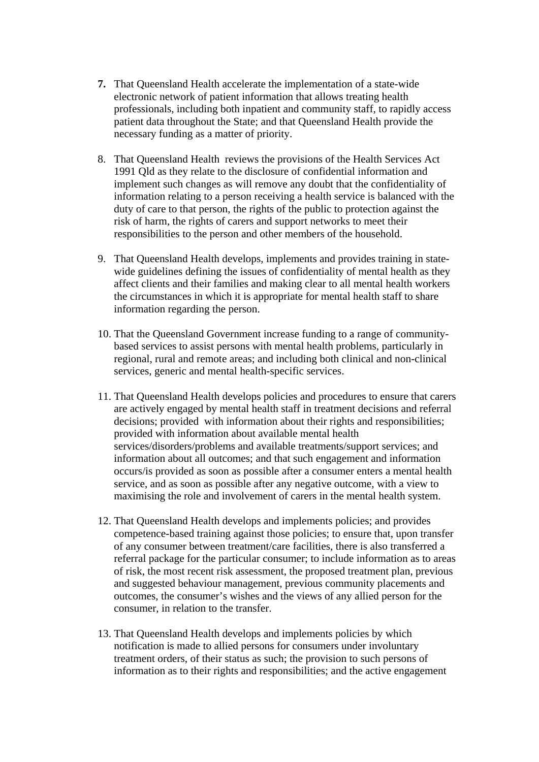**7.** That Queensland Health accelerate the implementation of a state-wide electronic network of patient information that allows treating health professionals, including both inpatient and community staff, to rapidly access patient data throughout the State; and that Queensland Health provide the necessary funding as a matter of priority.

8. That Queensland Health reviews the provisions of the Health Services Act 1991 Qld as they relate to the disclosure of confidential information and implement such changes as will remove any doubt that the confidentiality of information relating to a person receiving a health service is balanced with the duty of care to that person, the rights of the public to protection against the risk of harm, the rights of carers and support networks to meet their responsibilities to the person and other members of the household.

9. That Queensland Health develops, implements and provides training in state-wide guidelines defining the issues of confidentiality of mental health as they affect clients and their families and making clear to all mental health workers the circumstances in which it is appropriate for mental health staff to share information regarding the person.

10. That the Queensland Government increase funding to a range of community-based services to assist persons with mental health problems, particularly in regional, rural and remote areas; and including both clinical and non-clinical services, generic and mental health-specific services.

11. That Queensland Health develops policies and procedures to ensure that carers are actively engaged by mental health staff in treatment decisions and referral decisions; provided with information about their rights and responsibilities; provided with information about available mental health services/disorders/problems and available treatments/support services; and information about all outcomes; and that such engagement and information occurs/is provided as soon as possible after a consumer enters a mental health service, and as soon as possible after any negative outcome, with a view to maximising the role and involvement of carers in the mental health system.

12. That Queensland Health develops and implements policies; and provides competence-based training against those policies; to ensure that, upon transfer of any consumer between treatment/care facilities, there is also transferred a referral package for the particular consumer; to include information as to areas of risk, the most recent risk assessment, the proposed treatment plan, previous and suggested behaviour management, previous community placements and outcomes, the consumer's wishes and the views of any allied person for the consumer, in relation to the transfer.

13. That Queensland Health develops and implements policies by which notification is made to allied persons for consumers under involuntary treatment orders, of their status as such; the provision to such persons of information as to their rights and responsibilities; and the active engagement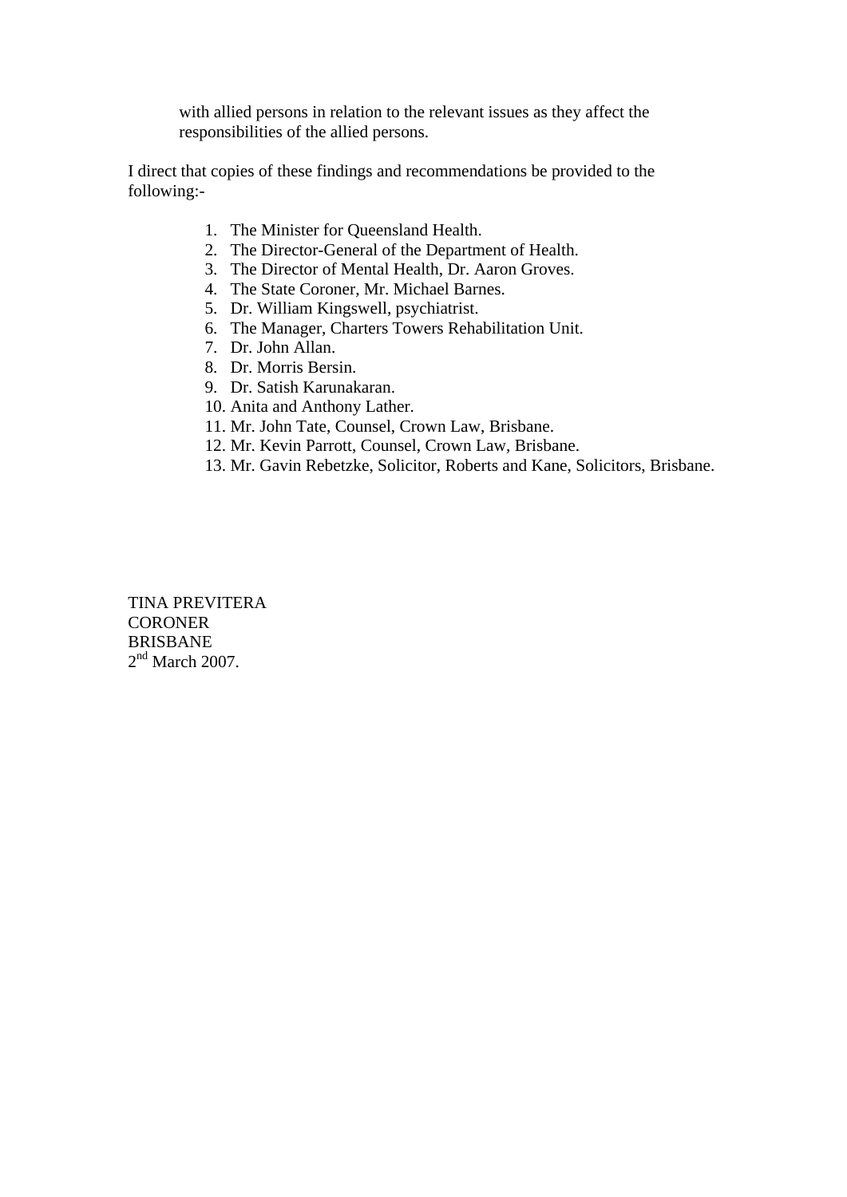with allied persons in relation to the relevant issues as they affect the responsibilities of the allied persons.

I direct that copies of these findings and recommendations be provided to the following:-

1. The Minister for Queensland Health.
2. The Director-General of the Department of Health.
3. The Director of Mental Health, Dr. Aaron Groves.
4. The State Coroner, Mr. Michael Barnes.
5. Dr. William Kingswell, psychiatrist.
6. The Manager, Charters Towers Rehabilitation Unit.
7. Dr. John Allan.
8. Dr. Morris Bersin.
9. Dr. Satish Karunakaran.
10. Anita and Anthony Lather.
11. Mr. John Tate, Counsel, Crown Law, Brisbane.
12. Mr. Kevin Parrott, Counsel, Crown Law, Brisbane.
13. Mr. Gavin Rebetzke, Solicitor, Roberts and Kane, Solicitors, Brisbane.

TINA PREVITERA  
CORONER  
BRISBANE  
2nd March 2007.